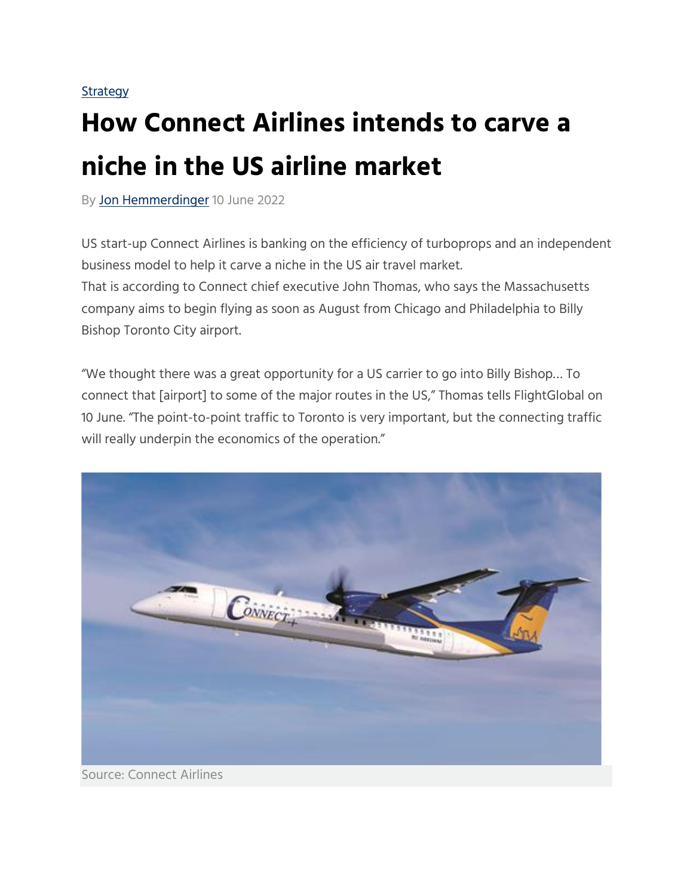Strategy

# How Connect Airlines intends to carve a niche in the US airline market

By Jon Hemmerdinger 10 June 2022

US start-up Connect Airlines is banking on the efficiency of turboprops and an independent business model to help it carve a niche in the US air travel market.
That is according to Connect chief executive John Thomas, who says the Massachusetts company aims to begin flying as soon as August from Chicago and Philadelphia to Billy Bishop Toronto City airport.

"We thought there was a great opportunity for a US carrier to go into Billy Bishop… To connect that [airport] to some of the major routes in the US," Thomas tells FlightGlobal on 10 June. "The point-to-point traffic to Toronto is very important, but the connecting traffic will really underpin the economics of the operation."

Source: Connect Airlines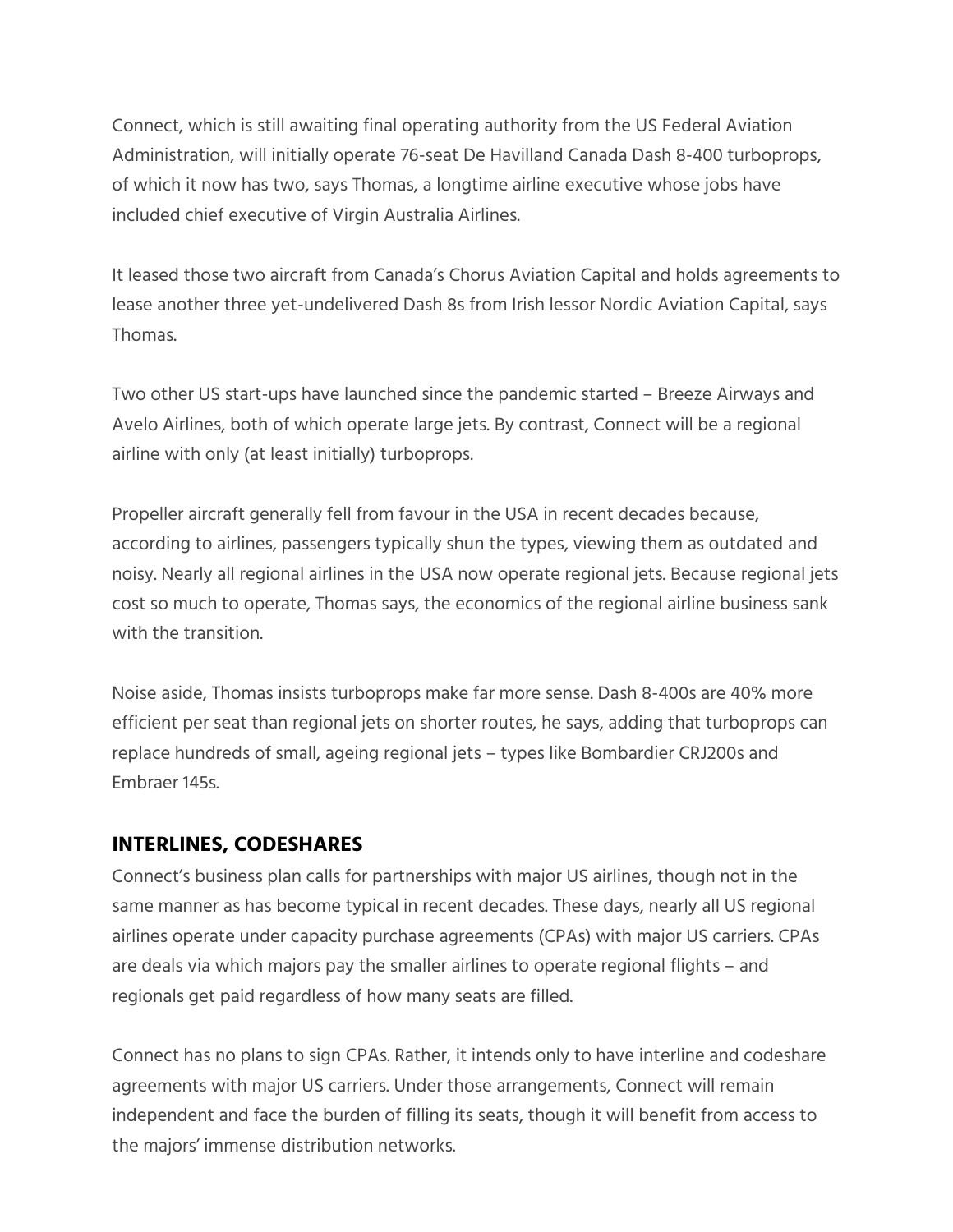Connect, which is still awaiting final operating authority from the US Federal Aviation Administration, will initially operate 76-seat De Havilland Canada Dash 8-400 turboprops, of which it now has two, says Thomas, a longtime airline executive whose jobs have included chief executive of Virgin Australia Airlines.

It leased those two aircraft from Canada's Chorus Aviation Capital and holds agreements to lease another three yet-undelivered Dash 8s from Irish lessor Nordic Aviation Capital, says Thomas.

Two other US start-ups have launched since the pandemic started – Breeze Airways and Avelo Airlines, both of which operate large jets. By contrast, Connect will be a regional airline with only (at least initially) turboprops.

Propeller aircraft generally fell from favour in the USA in recent decades because, according to airlines, passengers typically shun the types, viewing them as outdated and noisy. Nearly all regional airlines in the USA now operate regional jets. Because regional jets cost so much to operate, Thomas says, the economics of the regional airline business sank with the transition.

Noise aside, Thomas insists turboprops make far more sense. Dash 8-400s are 40% more efficient per seat than regional jets on shorter routes, he says, adding that turboprops can replace hundreds of small, ageing regional jets – types like Bombardier CRJ200s and Embraer 145s.

## INTERLINES, CODESHARES

Connect's business plan calls for partnerships with major US airlines, though not in the same manner as has become typical in recent decades. These days, nearly all US regional airlines operate under capacity purchase agreements (CPAs) with major US carriers. CPAs are deals via which majors pay the smaller airlines to operate regional flights – and regionals get paid regardless of how many seats are filled.

Connect has no plans to sign CPAs. Rather, it intends only to have interline and codeshare agreements with major US carriers. Under those arrangements, Connect will remain independent and face the burden of filling its seats, though it will benefit from access to the majors' immense distribution networks.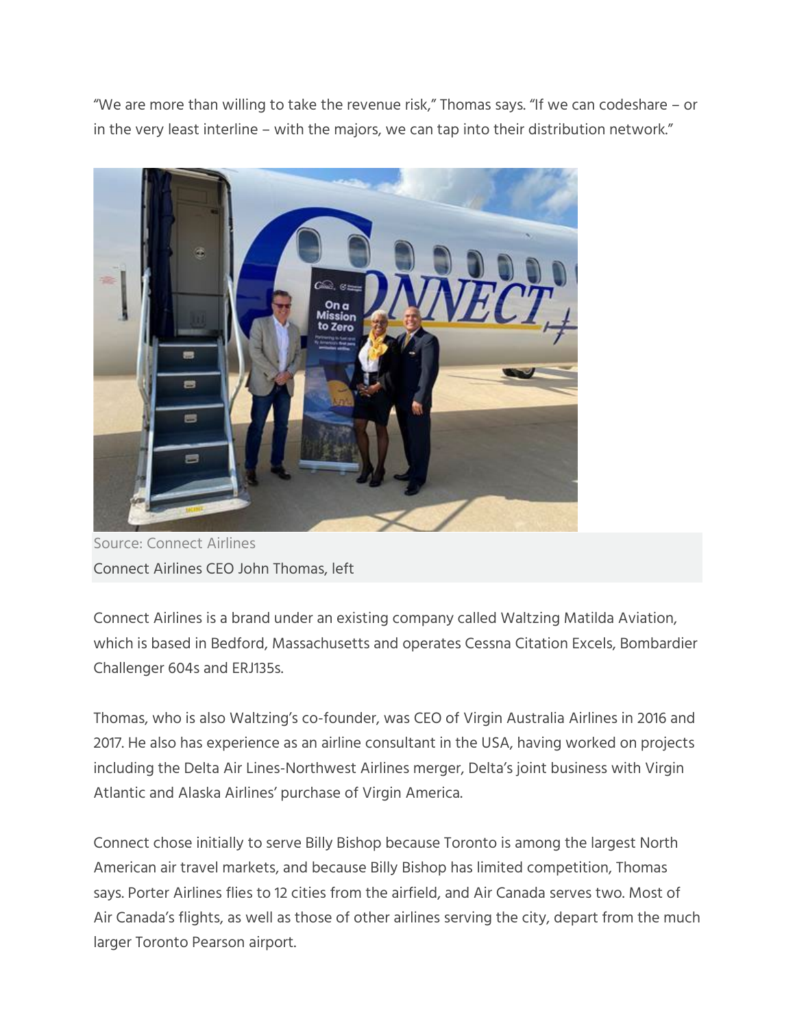"We are more than willing to take the revenue risk," Thomas says. "If we can codeshare – or in the very least interline – with the majors, we can tap into their distribution network."

Source: Connect Airlines

Connect Airlines CEO John Thomas, left

Connect Airlines is a brand under an existing company called Waltzing Matilda Aviation, which is based in Bedford, Massachusetts and operates Cessna Citation Excels, Bombardier Challenger 604s and ERJ135s.

Thomas, who is also Waltzing's co-founder, was CEO of Virgin Australia Airlines in 2016 and 2017. He also has experience as an airline consultant in the USA, having worked on projects including the Delta Air Lines-Northwest Airlines merger, Delta's joint business with Virgin Atlantic and Alaska Airlines' purchase of Virgin America.

Connect chose initially to serve Billy Bishop because Toronto is among the largest North American air travel markets, and because Billy Bishop has limited competition, Thomas says. Porter Airlines flies to 12 cities from the airfield, and Air Canada serves two. Most of Air Canada's flights, as well as those of other airlines serving the city, depart from the much larger Toronto Pearson airport.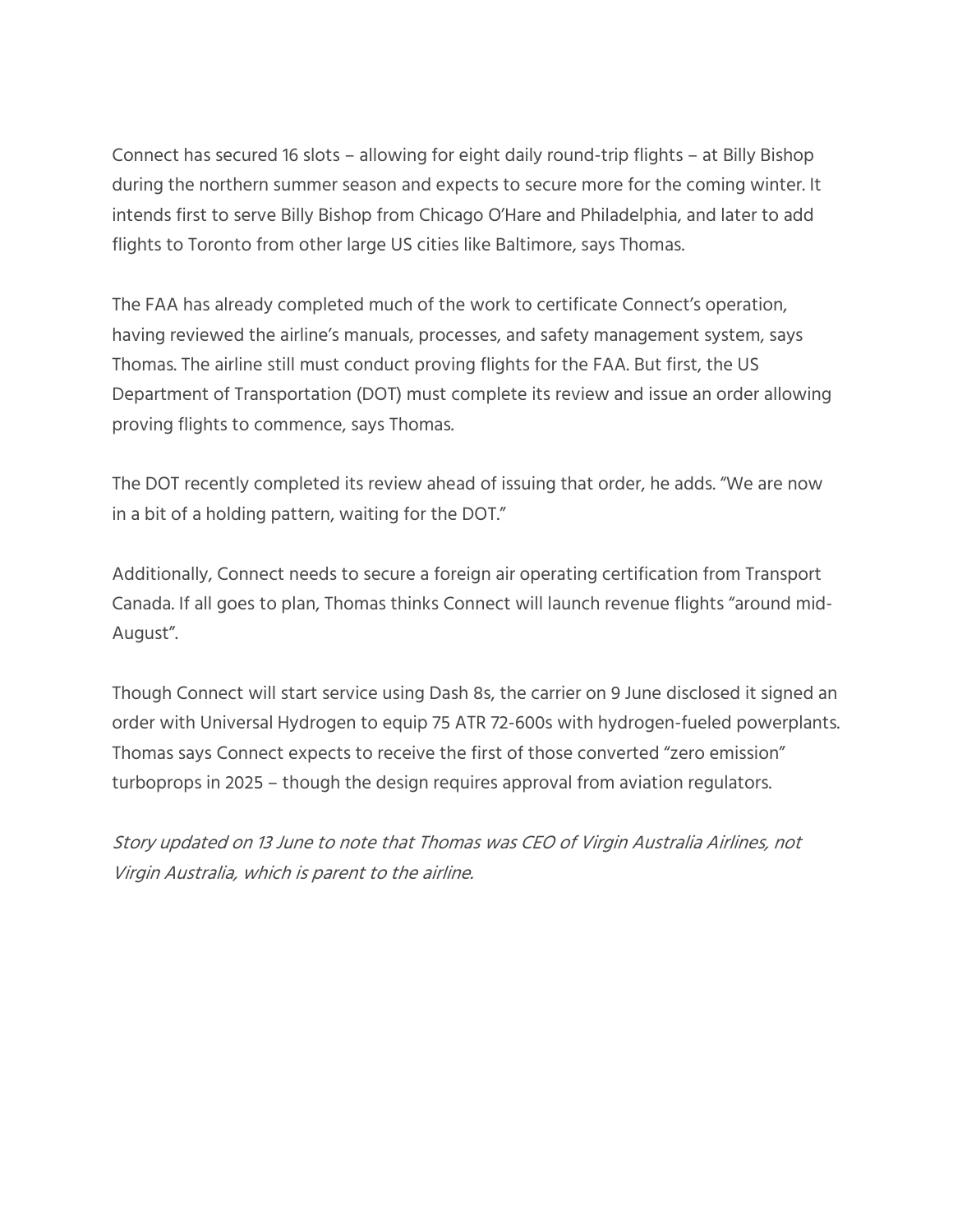Connect has secured 16 slots – allowing for eight daily round-trip flights – at Billy Bishop during the northern summer season and expects to secure more for the coming winter. It intends first to serve Billy Bishop from Chicago O'Hare and Philadelphia, and later to add flights to Toronto from other large US cities like Baltimore, says Thomas.

The FAA has already completed much of the work to certificate Connect's operation, having reviewed the airline's manuals, processes, and safety management system, says Thomas. The airline still must conduct proving flights for the FAA. But first, the US Department of Transportation (DOT) must complete its review and issue an order allowing proving flights to commence, says Thomas.

The DOT recently completed its review ahead of issuing that order, he adds. "We are now in a bit of a holding pattern, waiting for the DOT."

Additionally, Connect needs to secure a foreign air operating certification from Transport Canada. If all goes to plan, Thomas thinks Connect will launch revenue flights "around mid-August".

Though Connect will start service using Dash 8s, the carrier on 9 June disclosed it signed an order with Universal Hydrogen to equip 75 ATR 72-600s with hydrogen-fueled powerplants. Thomas says Connect expects to receive the first of those converted "zero emission" turboprops in 2025 – though the design requires approval from aviation regulators.

*Story updated on 13 June to note that Thomas was CEO of Virgin Australia Airlines, not Virgin Australia, which is parent to the airline.*